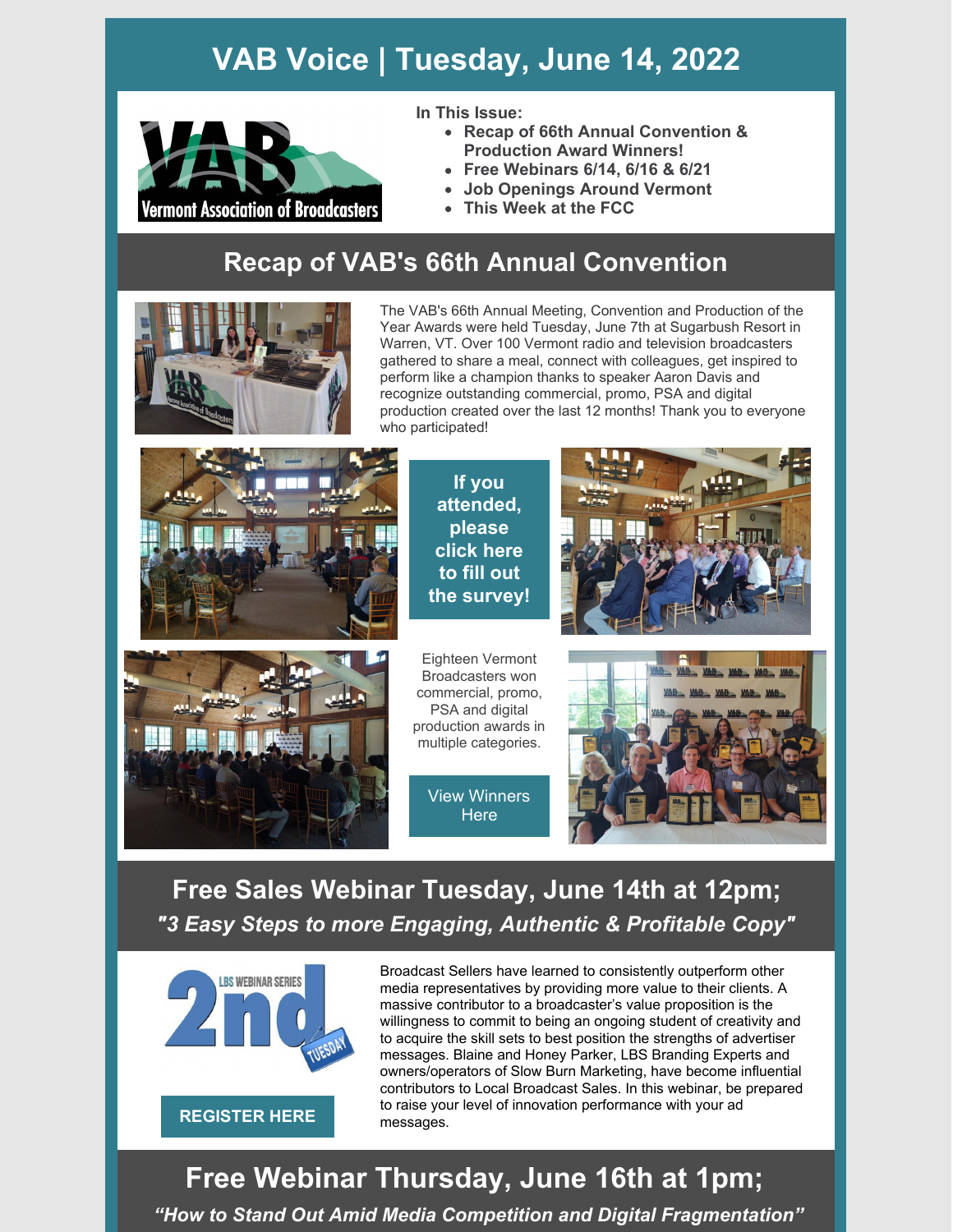# VAB Voice | Tuesday, June 14, 2022

**In This Issue:**

- **Recap of 66th Annual Convention & Production Award Winners!**
- **Free Webinars 6/14, 6/16 & 6/21**
- **Job Openings Around Vermont**
- **This Week at the FCC**

## Recap of VAB's 66th Annual Convention

The VAB's 66th Annual Meeting, Convention and Production of the Year Awards were held Tuesday, June 7th at Sugarbush Resort in Warren, VT. Over 100 Vermont radio and television broadcasters gathered to share a meal, connect with colleagues, get inspired to perform like a champion thanks to speaker Aaron Davis and recognize outstanding commercial, promo, PSA and digital production created over the last 12 months! Thank you to everyone who participated!

**If you attended, please click here to fill out the survey!**

Eighteen Vermont Broadcasters won commercial, promo, PSA and digital production awards in multiple categories.

View Winners Here

## Free Sales Webinar Tuesday, June 14th at 12pm; *"3 Easy Steps to more Engaging, Authentic & Profitable Copy"*

**REGISTER HERE**

Broadcast Sellers have learned to consistently outperform other media representatives by providing more value to their clients. A massive contributor to a broadcaster's value proposition is the willingness to commit to being an ongoing student of creativity and to acquire the skill sets to best position the strengths of advertiser messages. Blaine and Honey Parker, LBS Branding Experts and owners/operators of Slow Burn Marketing, have become influential contributors to Local Broadcast Sales. In this webinar, be prepared to raise your level of innovation performance with your ad messages.

## Free Webinar Thursday, June 16th at 1pm; *"How to Stand Out Amid Media Competition and Digital Fragmentation"*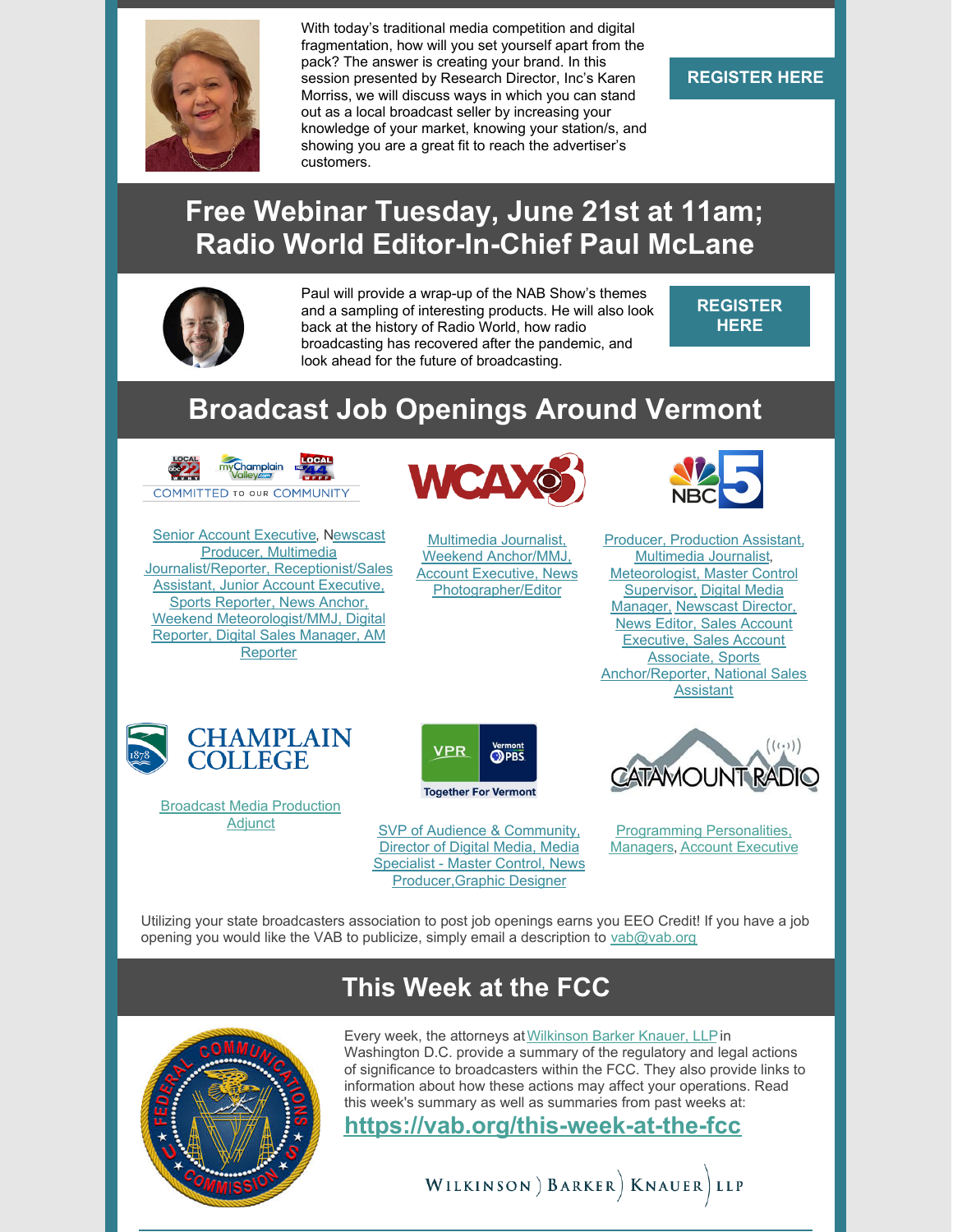With today's traditional media competition and digital fragmentation, how will you set yourself apart from the pack? The answer is creating your brand. In this session presented by Research Director, Inc's Karen Morriss, we will discuss ways in which you can stand out as a local broadcast seller by increasing your knowledge of your market, knowing your station/s, and showing you are a great fit to reach the advertiser's customers.

REGISTER HERE

## Free Webinar Tuesday, June 21st at 11am; Radio World Editor-In-Chief Paul McLane

Paul will provide a wrap-up of the NAB Show's themes and a sampling of interesting products. He will also look back at the history of Radio World, how radio broadcasting has recovered after the pandemic, and look ahead for the future of broadcasting.

REGISTER HERE

## Broadcast Job Openings Around Vermont

**LOCAL 22 / myChamplainValley.com / LOCAL 44 — COMMITTED TO OUR COMMUNITY**

Senior Account Executive, Newscast Producer, Multimedia Journalist/Reporter, Receptionist/Sales Assistant, Junior Account Executive, Sports Reporter, News Anchor, Weekend Meteorologist/MMJ, Digital Reporter, Digital Sales Manager, AM Reporter

**WCAX 3**

Multimedia Journalist, Weekend Anchor/MMJ, Account Executive, News Photographer/Editor

**NBC 5**

Producer, Production Assistant, Multimedia Journalist, Meteorologist, Master Control Supervisor, Digital Media Manager, Newscast Director, News Editor, Sales Account Executive, Sales Account Associate, Sports Anchor/Reporter, National Sales Assistant

**CHAMPLAIN COLLEGE**

Broadcast Media Production Adjunct

**VPR Vermont PBS — Together For Vermont**

SVP of Audience & Community, Director of Digital Media, Media Specialist - Master Control, News Producer,Graphic Designer

**CATAMOUNT RADIO**

Programming Personalities, Managers, Account Executive

Utilizing your state broadcasters association to post job openings earns you EEO Credit! If you have a job opening you would like the VAB to publicize, simply email a description to vab@vab.org

## This Week at the FCC

Every week, the attorneys at Wilkinson Barker Knauer, LLP in Washington D.C. provide a summary of the regulatory and legal actions of significance to broadcasters within the FCC. They also provide links to information about how these actions may affect your operations. Read this week's summary as well as summaries from past weeks at:

**https://vab.org/this-week-at-the-fcc**

WILKINSON ) BARKER ) KNAUER ) LLP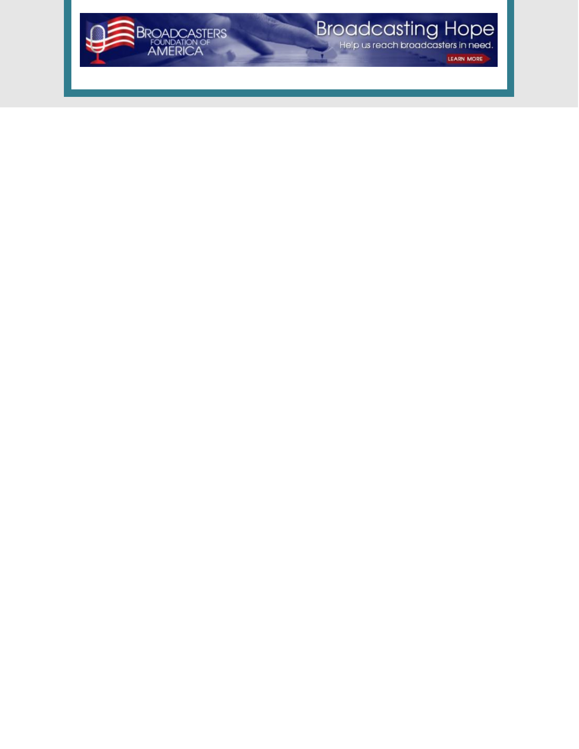BROADCASTERS FOUNDATION OF AMERICA

Broadcasting Hope

Help us reach broadcasters in need.

LEARN MORE